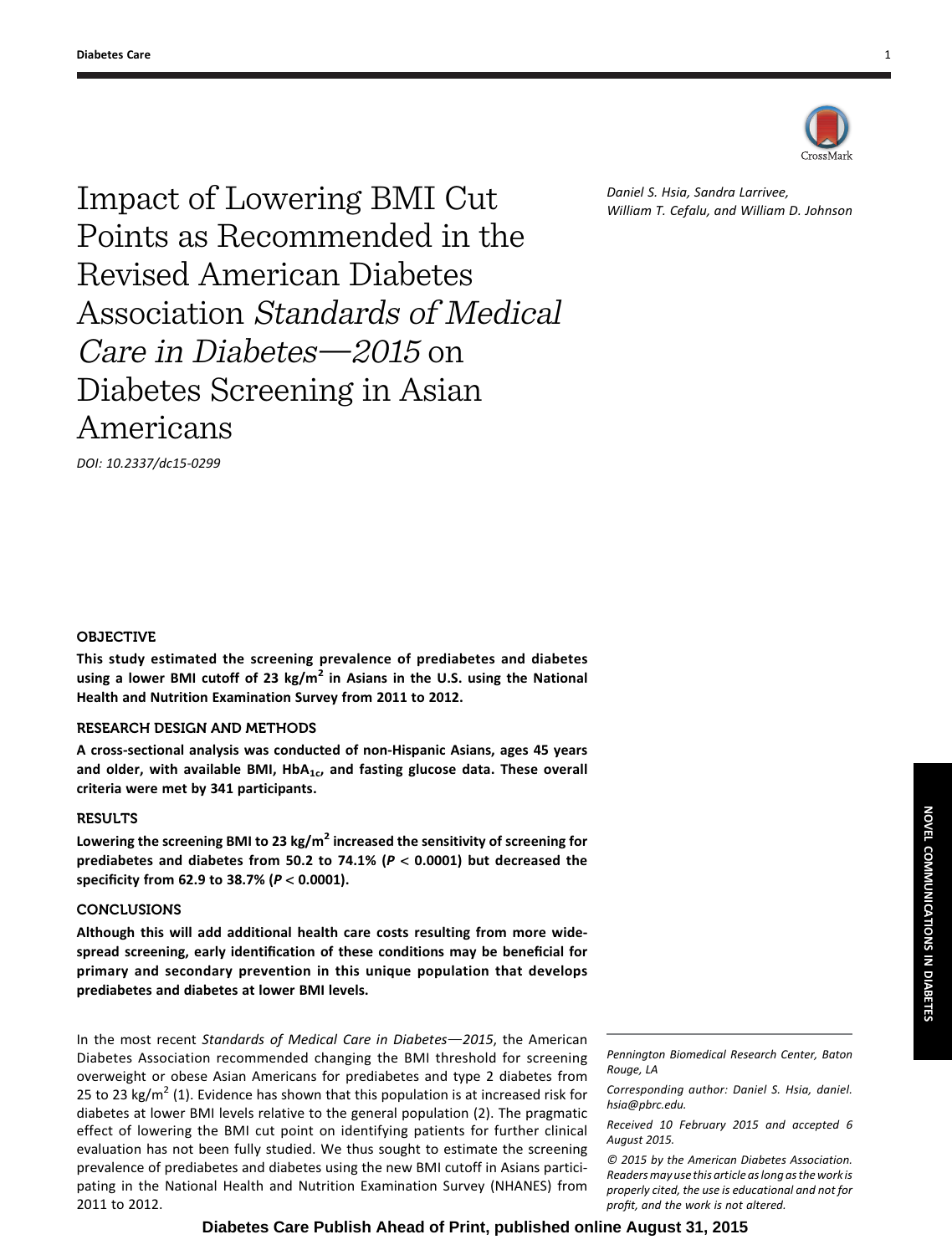# Impact of Lowering BMI Cut Points as Recommended in the Revised American Diabetes Association *Standards of Medical Care in Diabetes—2015* on Diabetes Screening in Asian Americans

*Daniel S. Hsia, Sandra Larrivee, William T. Cefalu, and William D. Johnson*

*DOI: 10.2337/dc15-0299*

## OBJECTIVE

**This study estimated the screening prevalence of prediabetes and diabetes using a lower BMI cutoff of 23 kg/m$^2$ in Asians in the U.S. using the National Health and Nutrition Examination Survey from 2011 to 2012.**

## RESEARCH DESIGN AND METHODS

**A cross-sectional analysis was conducted of non-Hispanic Asians, ages 45 years and older, with available BMI, $HbA_{1c}$, and fasting glucose data. These overall criteria were met by 341 participants.**

## RESULTS

**Lowering the screening BMI to 23 kg/m$^2$ increased the sensitivity of screening for prediabetes and diabetes from 50.2 to 74.1% ($P < 0.0001$) but decreased the specificity from 62.9 to 38.7% ($P < 0.0001$).**

## CONCLUSIONS

**Although this will add additional health care costs resulting from more widespread screening, early identification of these conditions may be beneficial for primary and secondary prevention in this unique population that develops prediabetes and diabetes at lower BMI levels.**

In the most recent *Standards of Medical Care in Diabetes—2015*, the American Diabetes Association recommended changing the BMI threshold for screening overweight or obese Asian Americans for prediabetes and type 2 diabetes from 25 to 23 kg/m$^2$ (1). Evidence has shown that this population is at increased risk for diabetes at lower BMI levels relative to the general population (2). The pragmatic effect of lowering the BMI cut point on identifying patients for further clinical evaluation has not been fully studied. We thus sought to estimate the screening prevalence of prediabetes and diabetes using the new BMI cutoff in Asians participating in the National Health and Nutrition Examination Survey (NHANES) from 2011 to 2012.

*Pennington Biomedical Research Center, Baton Rouge, LA*

*Corresponding author: Daniel S. Hsia, daniel.hsia@pbrc.edu.*

*Received 10 February 2015 and accepted 6 August 2015.*

*© 2015 by the American Diabetes Association. Readers may use this article as long as the work is properly cited, the use is educational and not for profit, and the work is not altered.*

Diabetes Care Publish Ahead of Print, published online August 31, 2015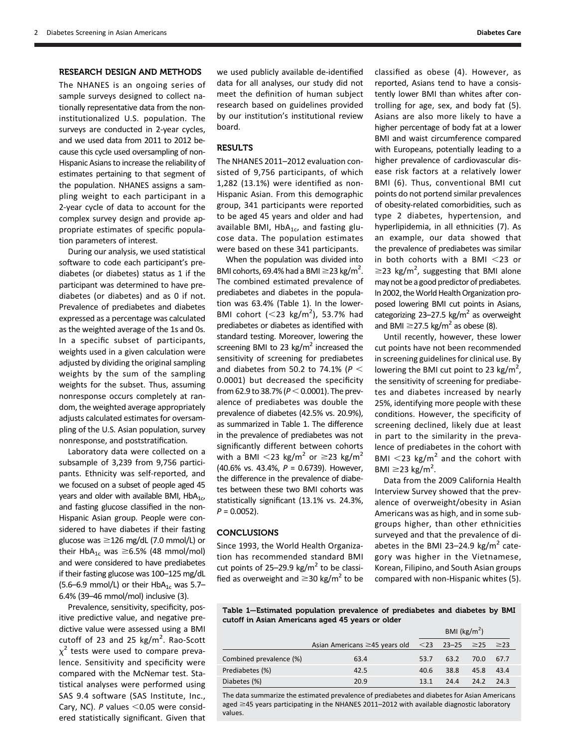## RESEARCH DESIGN AND METHODS

The NHANES is an ongoing series of sample surveys designed to collect nationally representative data from the noninstitutionalized U.S. population. The surveys are conducted in 2-year cycles, and we used data from 2011 to 2012 because this cycle used oversampling of non-Hispanic Asians to increase the reliability of estimates pertaining to that segment of the population. NHANES assigns a sampling weight to each participant in a 2-year cycle of data to account for the complex survey design and provide appropriate estimates of specific population parameters of interest.

During our analysis, we used statistical software to code each participant's prediabetes (or diabetes) status as 1 if the participant was determined to have prediabetes (or diabetes) and as 0 if not. Prevalence of prediabetes and diabetes expressed as a percentage was calculated as the weighted average of the 1s and 0s. In a specific subset of participants, weights used in a given calculation were adjusted by dividing the original sampling weights by the sum of the sampling weights for the subset. Thus, assuming nonresponse occurs completely at random, the weighted average appropriately adjusts calculated estimates for oversampling of the U.S. Asian population, survey nonresponse, and poststratification.

Laboratory data were collected on a subsample of 3,239 from 9,756 participants. Ethnicity was self-reported, and we focused on a subset of people aged 45 years and older with available BMI, $HbA_{1c}$, and fasting glucose classified in the non-Hispanic Asian group. People were considered to have diabetes if their fasting glucose was ≥126 mg/dL (7.0 mmol/L) or their $HbA_{1c}$ was ≥6.5% (48 mmol/mol) and were considered to have prediabetes if their fasting glucose was 100–125 mg/dL (5.6–6.9 mmol/L) or their $HbA_{1c}$ was 5.7–6.4% (39–46 mmol/mol) inclusive (3).

Prevalence, sensitivity, specificity, positive predictive value, and negative predictive value were assessed using a BMI cutoff of 23 and 25 kg/m$^2$. Rao-Scott $\chi^2$ tests were used to compare prevalence. Sensitivity and specificity were compared with the McNemar test. Statistical analyses were performed using SAS 9.4 software (SAS Institute, Inc., Cary, NC). $P$ values <0.05 were considered statistically significant. Given that we used publicly available de-identified data for all analyses, our study did not meet the definition of human subject research based on guidelines provided by our institution's institutional review board.

## RESULTS

The NHANES 2011–2012 evaluation consisted of 9,756 participants, of which 1,282 (13.1%) were identified as non-Hispanic Asian. From this demographic group, 341 participants were reported to be aged 45 years and older and had available BMI, $HbA_{1c}$, and fasting glucose data. The population estimates were based on these 341 participants.

When the population was divided into BMI cohorts, 69.4% had a BMI ≥23 kg/m$^2$. The combined estimated prevalence of prediabetes and diabetes in the population was 63.4% (Table 1). In the lower-BMI cohort (<23 kg/m$^2$), 53.7% had prediabetes or diabetes as identified with standard testing. Moreover, lowering the screening BMI to 23 kg/m$^2$ increased the sensitivity of screening for prediabetes and diabetes from 50.2 to 74.1% ($P <$ 0.0001) but decreased the specificity from 62.9 to 38.7% ($P <$ 0.0001). The prevalence of prediabetes was double the prevalence of diabetes (42.5% vs. 20.9%), as summarized in Table 1. The difference in the prevalence of prediabetes was not significantly different between cohorts with a BMI <23 kg/m$^2$ or ≥23 kg/m$^2$ (40.6% vs. 43.4%, $P$ = 0.6739). However, the difference in the prevalence of diabetes between these two BMI cohorts was statistically significant (13.1% vs. 24.3%, $P$ = 0.0052).

## CONCLUSIONS

Since 1993, the World Health Organization has recommended standard BMI cut points of 25–29.9 kg/m$^2$ to be classified as overweight and ≥30 kg/m$^2$ to be classified as obese (4). However, as reported, Asians tend to have a consistently lower BMI than whites after controlling for age, sex, and body fat (5). Asians are also more likely to have a higher percentage of body fat at a lower BMI and waist circumference compared with Europeans, potentially leading to a higher prevalence of cardiovascular disease risk factors at a relatively lower BMI (6). Thus, conventional BMI cut points do not portend similar prevalences of obesity-related comorbidities, such as type 2 diabetes, hypertension, and hyperlipidemia, in all ethnicities (7). As an example, our data showed that the prevalence of prediabetes was similar in both cohorts with a BMI <23 or ≥23 kg/m$^2$, suggesting that BMI alone may not be a good predictor of prediabetes. In 2002, the World Health Organization proposed lowering BMI cut points in Asians, categorizing 23–27.5 kg/m$^2$ as overweight and BMI ≥27.5 kg/m$^2$ as obese (8).

Until recently, however, these lower cut points have not been recommended in screening guidelines for clinical use. By lowering the BMI cut point to 23 kg/m$^2$, the sensitivity of screening for prediabetes and diabetes increased by nearly 25%, identifying more people with these conditions. However, the specificity of screening declined, likely due at least in part to the similarity in the prevalence of prediabetes in the cohort with BMI <23 kg/m$^2$ and the cohort with BMI ≥23 kg/m$^2$.

Data from the 2009 California Health Interview Survey showed that the prevalence of overweight/obesity in Asian Americans was as high, and in some subgroups higher, than other ethnicities surveyed and that the prevalence of diabetes in the BMI 23–24.9 kg/m$^2$ category was higher in the Vietnamese, Korean, Filipino, and South Asian groups compared with non-Hispanic whites (5).

**Table 1—Estimated population prevalence of prediabetes and diabetes by BMI cutoff in Asian Americans aged 45 years or older**

| | | BMI (kg/m$^2$) | | | |
|---|---|---|---|---|---|
| | Asian Americans ≥45 years old | <23 | 23–25 | ≥25 | ≥23 |
| Combined prevalence (%) | 63.4 | 53.7 | 63.2 | 70.0 | 67.7 |
| Prediabetes (%) | 42.5 | 40.6 | 38.8 | 45.8 | 43.4 |
| Diabetes (%) | 20.9 | 13.1 | 24.4 | 24.2 | 24.3 |

The data summarize the estimated prevalence of prediabetes and diabetes for Asian Americans aged ≥45 years participating in the NHANES 2011–2012 with available diagnostic laboratory values.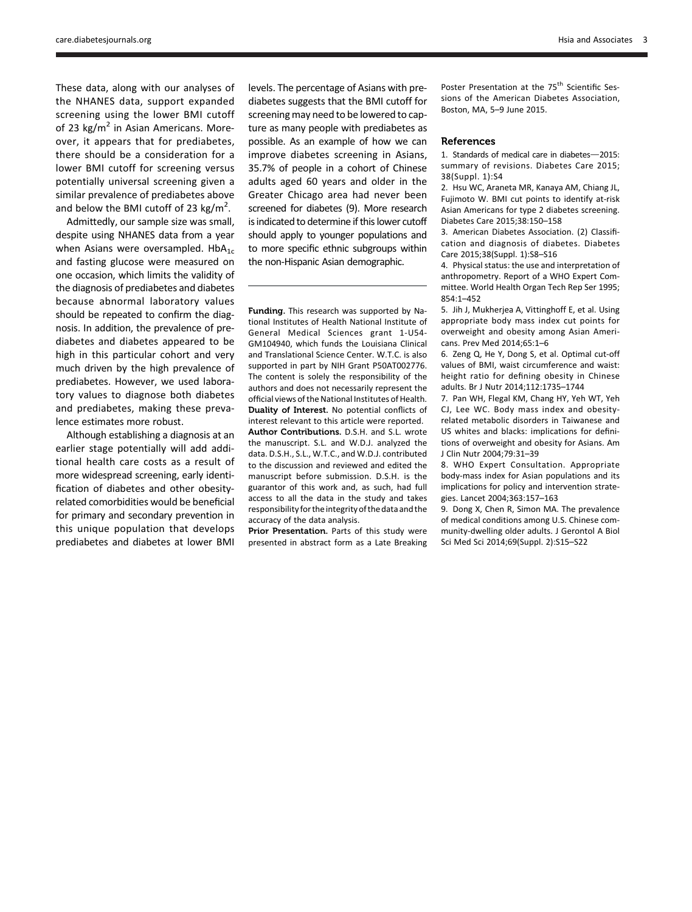These data, along with our analyses of the NHANES data, support expanded screening using the lower BMI cutoff of 23 kg/m$^2$ in Asian Americans. Moreover, it appears that for prediabetes, there should be a consideration for a lower BMI cutoff for screening versus potentially universal screening given a similar prevalence of prediabetes above and below the BMI cutoff of 23 kg/m$^2$.

Admittedly, our sample size was small, despite using NHANES data from a year when Asians were oversampled. $HbA_{1c}$ and fasting glucose were measured on one occasion, which limits the validity of the diagnosis of prediabetes and diabetes because abnormal laboratory values should be repeated to confirm the diagnosis. In addition, the prevalence of prediabetes and diabetes appeared to be high in this particular cohort and very much driven by the high prevalence of prediabetes. However, we used laboratory values to diagnose both diabetes and prediabetes, making these prevalence estimates more robust.

Although establishing a diagnosis at an earlier stage potentially will add additional health care costs as a result of more widespread screening, early identification of diabetes and other obesity-related comorbidities would be beneficial for primary and secondary prevention in this unique population that develops prediabetes and diabetes at lower BMI levels. The percentage of Asians with prediabetes suggests that the BMI cutoff for screening may need to be lowered to capture as many people with prediabetes as possible. As an example of how we can improve diabetes screening in Asians, 35.7% of people in a cohort of Chinese adults aged 60 years and older in the Greater Chicago area had never been screened for diabetes (9). More research is indicated to determine if this lower cutoff should apply to younger populations and to more specific ethnic subgroups within the non-Hispanic Asian demographic.

---

**Funding.** This research was supported by National Institutes of Health National Institute of General Medical Sciences grant 1-U54-GM104940, which funds the Louisiana Clinical and Translational Science Center. W.T.C. is also supported in part by NIH Grant P50AT002776. The content is solely the responsibility of the authors and does not necessarily represent the official views of the National Institutes of Health.

**Duality of Interest.** No potential conflicts of interest relevant to this article were reported.

**Author Contributions.** D.S.H. and S.L. wrote the manuscript. S.L. and W.D.J. analyzed the data. D.S.H., S.L., W.T.C., and W.D.J. contributed to the discussion and reviewed and edited the manuscript before submission. D.S.H. is the guarantor of this work and, as such, had full access to all the data in the study and takes responsibility for the integrity of the data and the accuracy of the data analysis.

**Prior Presentation.** Parts of this study were presented in abstract form as a Late Breaking Poster Presentation at the 75th Scientific Sessions of the American Diabetes Association, Boston, MA, 5–9 June 2015.

## References

1. Standards of medical care in diabetes—2015: summary of revisions. Diabetes Care 2015; 38(Suppl. 1):S4
2. Hsu WC, Araneta MR, Kanaya AM, Chiang JL, Fujimoto W. BMI cut points to identify at-risk Asian Americans for type 2 diabetes screening. Diabetes Care 2015;38:150–158
3. American Diabetes Association. (2) Classification and diagnosis of diabetes. Diabetes Care 2015;38(Suppl. 1):S8–S16
4. Physical status: the use and interpretation of anthropometry. Report of a WHO Expert Committee. World Health Organ Tech Rep Ser 1995; 854:1–452
5. Jih J, Mukherjea A, Vittinghoff E, et al. Using appropriate body mass index cut points for overweight and obesity among Asian Americans. Prev Med 2014;65:1–6
6. Zeng Q, He Y, Dong S, et al. Optimal cut-off values of BMI, waist circumference and waist: height ratio for defining obesity in Chinese adults. Br J Nutr 2014;112:1735–1744
7. Pan WH, Flegal KM, Chang HY, Yeh WT, Yeh CJ, Lee WC. Body mass index and obesity-related metabolic disorders in Taiwanese and US whites and blacks: implications for definitions of overweight and obesity for Asians. Am J Clin Nutr 2004;79:31–39
8. WHO Expert Consultation. Appropriate body-mass index for Asian populations and its implications for policy and intervention strategies. Lancet 2004;363:157–163
9. Dong X, Chen R, Simon MA. The prevalence of medical conditions among U.S. Chinese community-dwelling older adults. J Gerontol A Biol Sci Med Sci 2014;69(Suppl. 2):S15–S22